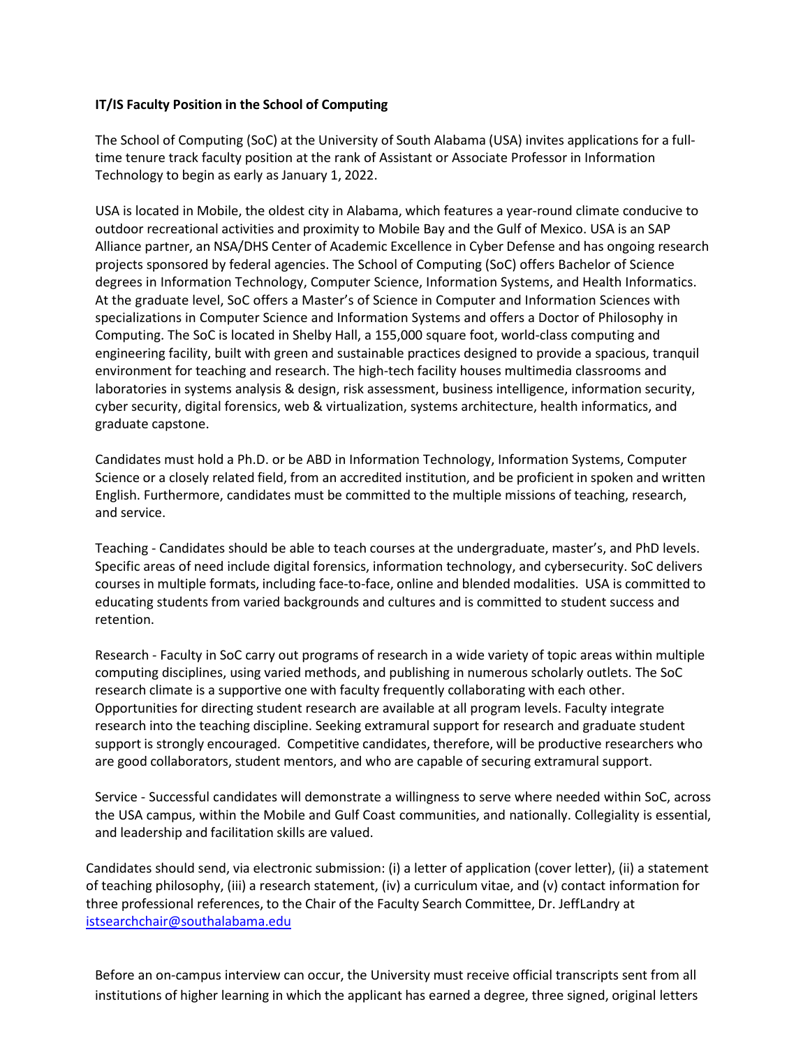**IT/IS Faculty Position in the School of Computing**

The School of Computing (SoC) at the University of South Alabama (USA) invites applications for a full-time tenure track faculty position at the rank of Assistant or Associate Professor in Information Technology to begin as early as January 1, 2022.

USA is located in Mobile, the oldest city in Alabama, which features a year-round climate conducive to outdoor recreational activities and proximity to Mobile Bay and the Gulf of Mexico. USA is an SAP Alliance partner, an NSA/DHS Center of Academic Excellence in Cyber Defense and has ongoing research projects sponsored by federal agencies. The School of Computing (SoC) offers Bachelor of Science degrees in Information Technology, Computer Science, Information Systems, and Health Informatics. At the graduate level, SoC offers a Master's of Science in Computer and Information Sciences with specializations in Computer Science and Information Systems and offers a Doctor of Philosophy in Computing. The SoC is located in Shelby Hall, a 155,000 square foot, world-class computing and engineering facility, built with green and sustainable practices designed to provide a spacious, tranquil environment for teaching and research. The high-tech facility houses multimedia classrooms and laboratories in systems analysis & design, risk assessment, business intelligence, information security, cyber security, digital forensics, web & virtualization, systems architecture, health informatics, and graduate capstone.

Candidates must hold a Ph.D. or be ABD in Information Technology, Information Systems, Computer Science or a closely related field, from an accredited institution, and be proficient in spoken and written English. Furthermore, candidates must be committed to the multiple missions of teaching, research, and service.

Teaching - Candidates should be able to teach courses at the undergraduate, master's, and PhD levels. Specific areas of need include digital forensics, information technology, and cybersecurity. SoC delivers courses in multiple formats, including face-to-face, online and blended modalities. USA is committed to educating students from varied backgrounds and cultures and is committed to student success and retention.

Research - Faculty in SoC carry out programs of research in a wide variety of topic areas within multiple computing disciplines, using varied methods, and publishing in numerous scholarly outlets. The SoC research climate is a supportive one with faculty frequently collaborating with each other. Opportunities for directing student research are available at all program levels. Faculty integrate research into the teaching discipline. Seeking extramural support for research and graduate student support is strongly encouraged. Competitive candidates, therefore, will be productive researchers who are good collaborators, student mentors, and who are capable of securing extramural support.

Service - Successful candidates will demonstrate a willingness to serve where needed within SoC, across the USA campus, within the Mobile and Gulf Coast communities, and nationally. Collegiality is essential, and leadership and facilitation skills are valued.

Candidates should send, via electronic submission: (i) a letter of application (cover letter), (ii) a statement of teaching philosophy, (iii) a research statement, (iv) a curriculum vitae, and (v) contact information for three professional references, to the Chair of the Faculty Search Committee, Dr. JeffLandry at istsearchchair@southalabama.edu

Before an on-campus interview can occur, the University must receive official transcripts sent from all institutions of higher learning in which the applicant has earned a degree, three signed, original letters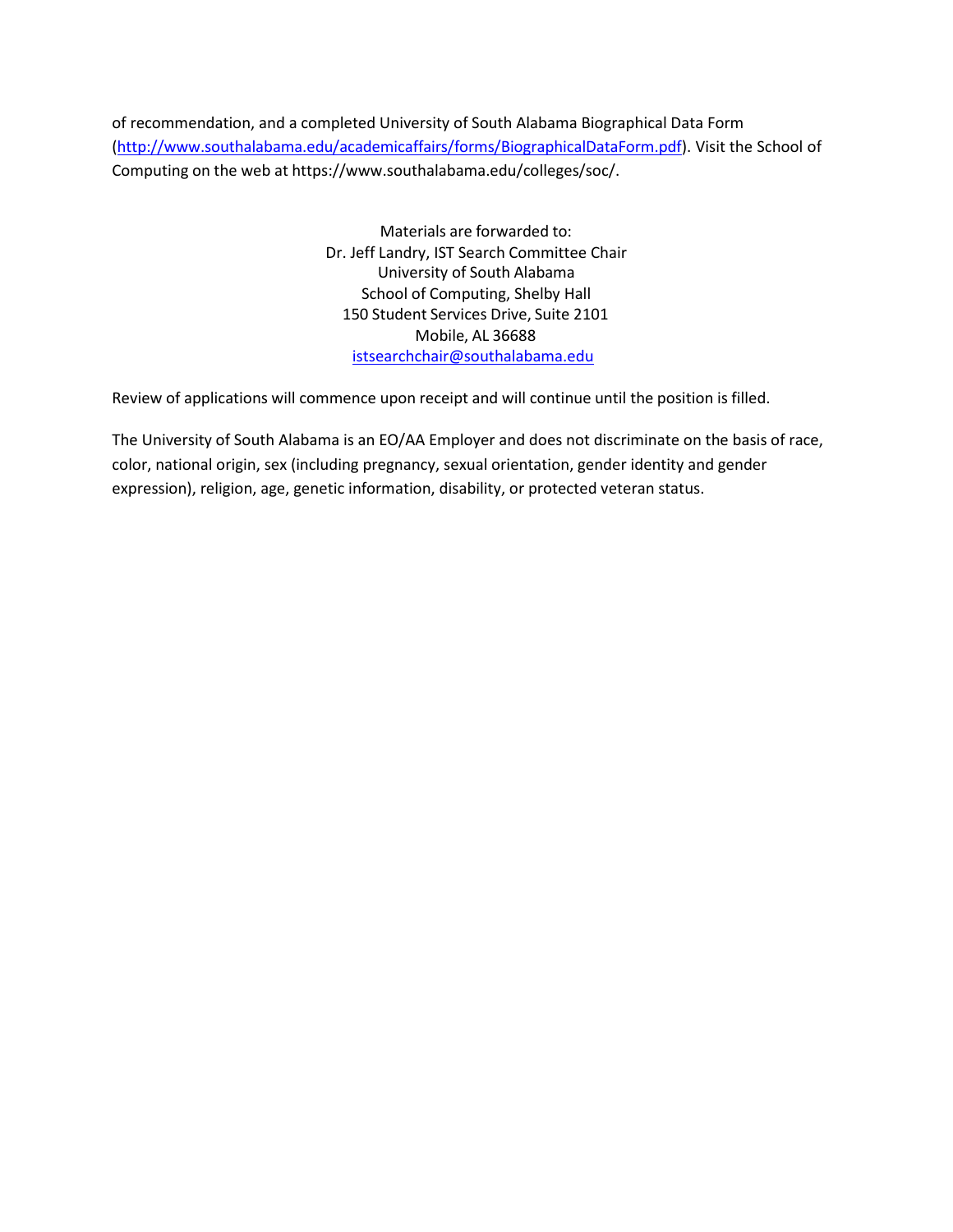of recommendation, and a completed University of South Alabama Biographical Data Form (http://www.southalabama.edu/academicaffairs/forms/BiographicalDataForm.pdf). Visit the School of Computing on the web at https://www.southalabama.edu/colleges/soc/.

Materials are forwarded to:
Dr. Jeff Landry, IST Search Committee Chair
University of South Alabama
School of Computing, Shelby Hall
150 Student Services Drive, Suite 2101
Mobile, AL 36688
istsearchchair@southalabama.edu

Review of applications will commence upon receipt and will continue until the position is filled.

The University of South Alabama is an EO/AA Employer and does not discriminate on the basis of race, color, national origin, sex (including pregnancy, sexual orientation, gender identity and gender expression), religion, age, genetic information, disability, or protected veteran status.